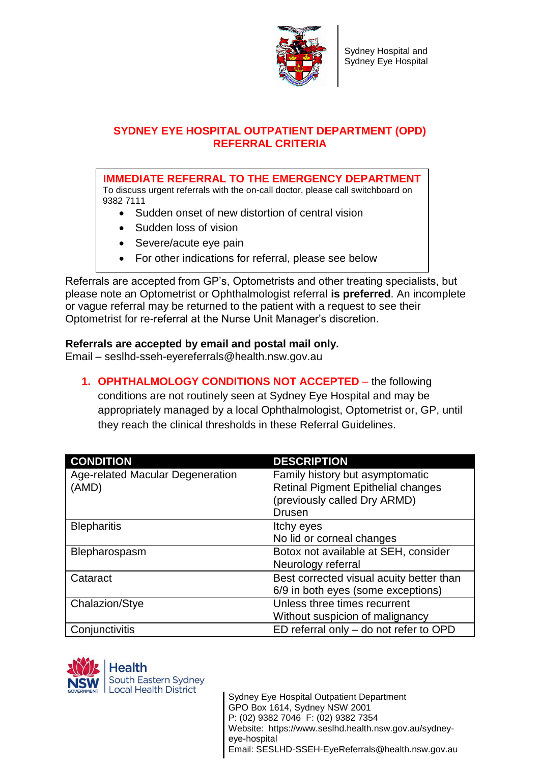Sydney Hospital and Sydney Eye Hospital

# SYDNEY EYE HOSPITAL OUTPATIENT DEPARTMENT (OPD) REFERRAL CRITERIA

## IMMEDIATE REFERRAL TO THE EMERGENCY DEPARTMENT

To discuss urgent referrals with the on-call doctor, please call switchboard on 9382 7111

- Sudden onset of new distortion of central vision
- Sudden loss of vision
- Severe/acute eye pain
- For other indications for referral, please see below

Referrals are accepted from GP's, Optometrists and other treating specialists, but please note an Optometrist or Ophthalmologist referral **is preferred**. An incomplete or vague referral may be returned to the patient with a request to see their Optometrist for re-referral at the Nurse Unit Manager's discretion.

**Referrals are accepted by email and postal mail only.**

Email – seslhd-sseh-eyereferrals@health.nsw.gov.au

1. **OPHTHALMOLOGY CONDITIONS NOT ACCEPTED** – the following conditions are not routinely seen at Sydney Eye Hospital and may be appropriately managed by a local Ophthalmologist, Optometrist or, GP, until they reach the clinical thresholds in these Referral Guidelines.

| CONDITION | DESCRIPTION |
|---|---|
| Age-related Macular Degeneration (AMD) | Family history but asymptomatic<br>Retinal Pigment Epithelial changes (previously called Dry ARMD)<br>Drusen |
| Blepharitis | Itchy eyes<br>No lid or corneal changes |
| Blepharospasm | Botox not available at SEH, consider Neurology referral |
| Cataract | Best corrected visual acuity better than 6/9 in both eyes (some exceptions) |
| Chalazion/Stye | Unless three times recurrent<br>Without suspicion of malignancy |
| Conjunctivitis | ED referral only – do not refer to OPD |

Health
South Eastern Sydney
Local Health District

Sydney Eye Hospital Outpatient Department
GPO Box 1614, Sydney NSW 2001
P: (02) 9382 7046 F: (02) 9382 7354
Website: https://www.seslhd.health.nsw.gov.au/sydney-eye-hospital
Email: SESLHD-SSEH-EyeReferrals@health.nsw.gov.au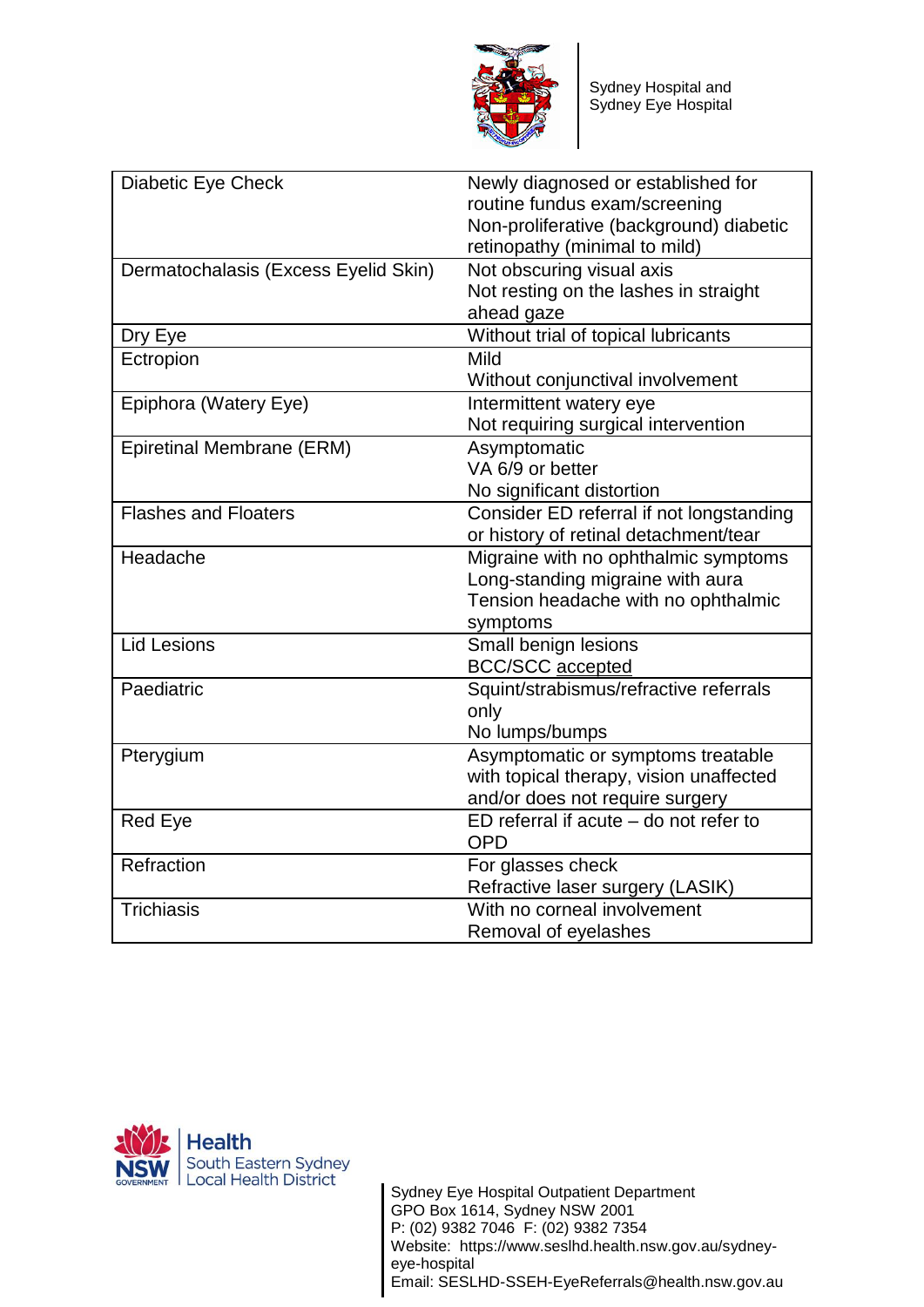| | |
|---|---|
| Diabetic Eye Check | Newly diagnosed or established for routine fundus exam/screening<br>Non-proliferative (background) diabetic retinopathy (minimal to mild) |
| Dermatochalasis (Excess Eyelid Skin) | Not obscuring visual axis<br>Not resting on the lashes in straight ahead gaze |
| Dry Eye | Without trial of topical lubricants |
| Ectropion | Mild<br>Without conjunctival involvement |
| Epiphora (Watery Eye) | Intermittent watery eye<br>Not requiring surgical intervention |
| Epiretinal Membrane (ERM) | Asymptomatic<br>VA 6/9 or better<br>No significant distortion |
| Flashes and Floaters | Consider ED referral if not longstanding or history of retinal detachment/tear |
| Headache | Migraine with no ophthalmic symptoms<br>Long-standing migraine with aura<br>Tension headache with no ophthalmic symptoms |
| Lid Lesions | Small benign lesions<br>BCC/SCC accepted |
| Paediatric | Squint/strabismus/refractive referrals only<br>No lumps/bumps |
| Pterygium | Asymptomatic or symptoms treatable with topical therapy, vision unaffected and/or does not require surgery |
| Red Eye | ED referral if acute – do not refer to OPD |
| Refraction | For glasses check<br>Refractive laser surgery (LASIK) |
| Trichiasis | With no corneal involvement<br>Removal of eyelashes |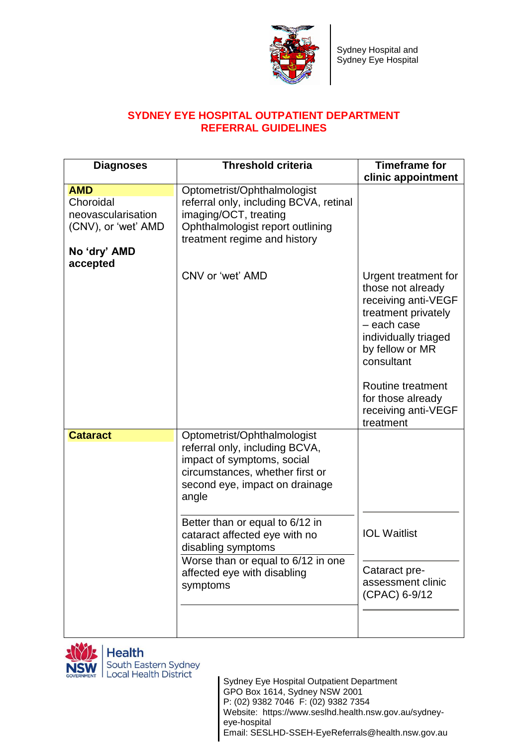Sydney Hospital and Sydney Eye Hospital

# SYDNEY EYE HOSPITAL OUTPATIENT DEPARTMENT REFERRAL GUIDELINES

| Diagnoses | Threshold criteria | Timeframe for clinic appointment |
|---|---|---|
| **AMD** Choroidal neovascularisation (CNV), or 'wet' AMD<br><br>**No 'dry' AMD accepted** | Optometrist/Ophthalmologist referral only, including BCVA, retinal imaging/OCT, treating Ophthalmologist report outlining treatment regime and history | |
| | CNV or 'wet' AMD | Urgent treatment for those not already receiving anti-VEGF treatment privately – each case individually triaged by fellow or MR consultant<br><br>Routine treatment for those already receiving anti-VEGF treatment |
| **Cataract** | Optometrist/Ophthalmologist referral only, including BCVA, impact of symptoms, social circumstances, whether first or second eye, impact on drainage angle | |
| | Better than or equal to 6/12 in cataract affected eye with no disabling symptoms | IOL Waitlist |
| | Worse than or equal to 6/12 in one affected eye with disabling symptoms | Cataract pre-assessment clinic (CPAC) 6-9/12 |

Health
South Eastern Sydney
Local Health District

Sydney Eye Hospital Outpatient Department
GPO Box 1614, Sydney NSW 2001
P: (02) 9382 7046 F: (02) 9382 7354
Website: https://www.seslhd.health.nsw.gov.au/sydney-eye-hospital
Email: SESLHD-SSEH-EyeReferrals@health.nsw.gov.au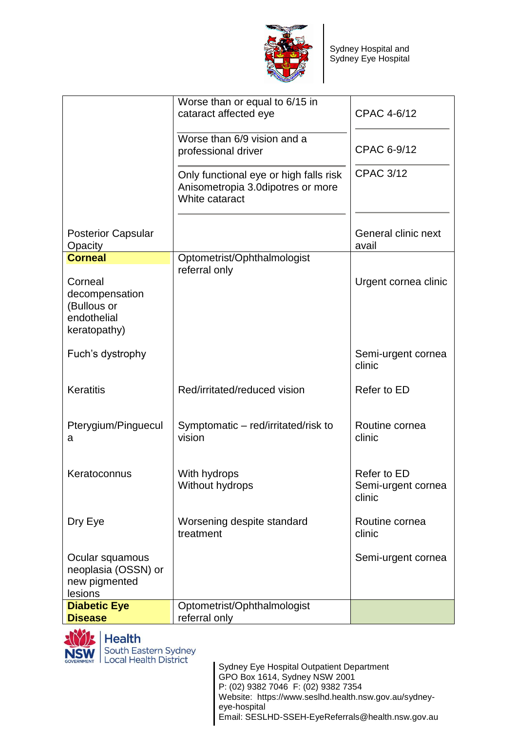| | | |
|---|---|---|
| | Worse than or equal to 6/15 in cataract affected eye | CPAC 4-6/12 |
| | Worse than 6/9 vision and a professional driver | CPAC 6-9/12 |
| | Only functional eye or high falls risk<br>Anisometropia 3.0dipotres or more<br>White cataract | CPAC 3/12 |
| Posterior Capsular Opacity | | General clinic next avail |
| **Corneal** | Optometrist/Ophthalmologist referral only | |
| Corneal decompensation (Bullous or endothelial keratopathy) | | Urgent cornea clinic |
| Fuch's dystrophy | | Semi-urgent cornea clinic |
| Keratitis | Red/irritated/reduced vision | Refer to ED |
| Pterygium/Pinguecula | Symptomatic – red/irritated/risk to vision | Routine cornea clinic |
| Keratoconnus | With hydrops<br>Without hydrops | Refer to ED<br>Semi-urgent cornea clinic |
| Dry Eye | Worsening despite standard treatment | Routine cornea clinic |
| Ocular squamous neoplasia (OSSN) or new pigmented lesions | | Semi-urgent cornea |
| **Diabetic Eye Disease** | Optometrist/Ophthalmologist referral only | |

Sydney Eye Hospital Outpatient Department
GPO Box 1614, Sydney NSW 2001
P: (02) 9382 7046 F: (02) 9382 7354
Website: https://www.seslhd.health.nsw.gov.au/sydney-eye-hospital
Email: SESLHD-SSEH-EyeReferrals@health.nsw.gov.au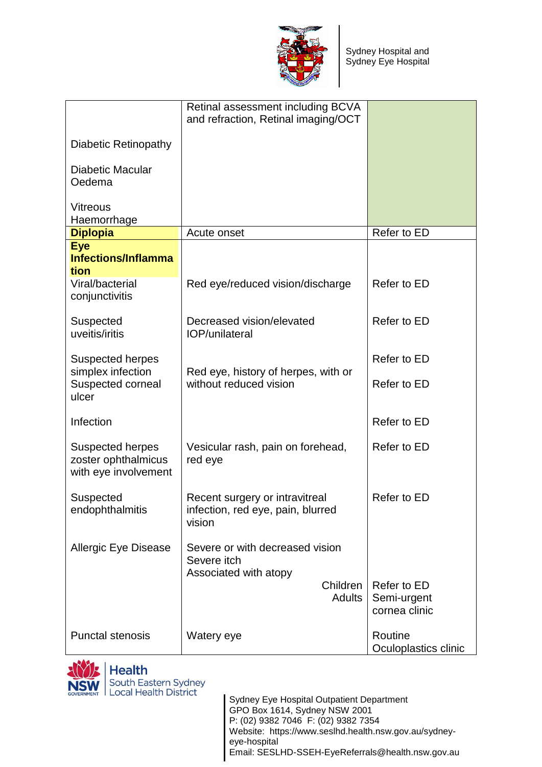| | | |
|---|---|---|
| Diabetic Retinopathy<br><br>Diabetic Macular Oedema<br><br>Vitreous Haemorrhage | Retinal assessment including BCVA and refraction, Retinal imaging/OCT | |
| **Diplopia** | Acute onset | Refer to ED |
| **Eye Infections/Inflammation** | | |
| Viral/bacterial conjunctivitis | Red eye/reduced vision/discharge | Refer to ED |
| Suspected uveitis/iritis | Decreased vision/elevated IOP/unilateral | Refer to ED |
| Suspected herpes simplex infection | Red eye, history of herpes, with or without reduced vision | Refer to ED |
| Suspected corneal ulcer | | Refer to ED |
| Infection | | Refer to ED |
| Suspected herpes zoster ophthalmicus with eye involvement | Vesicular rash, pain on forehead, red eye | Refer to ED |
| Suspected endophthalmitis | Recent surgery or intravitreal infection, red eye, pain, blurred vision | Refer to ED |
| Allergic Eye Disease | Severe or with decreased vision<br>Severe itch<br>Associated with atopy<br>Children<br>Adults | <br><br><br>Refer to ED<br>Semi-urgent cornea clinic |
| Punctal stenosis | Watery eye | Routine Oculoplastics clinic |

Sydney Eye Hospital Outpatient Department
GPO Box 1614, Sydney NSW 2001
P: (02) 9382 7046 F: (02) 9382 7354
Website: https://www.seslhd.health.nsw.gov.au/sydney-eye-hospital
Email: SESLHD-SSEH-EyeReferrals@health.nsw.gov.au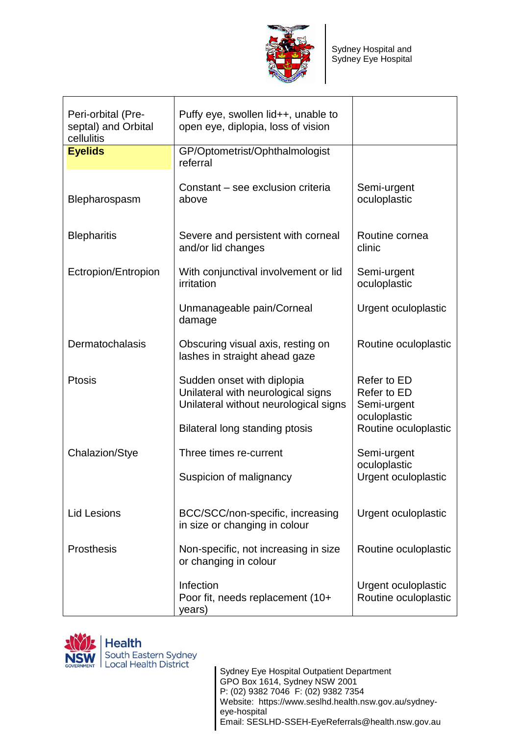| Peri-orbital (Pre-septal) and Orbital cellulitis | Puffy eye, swollen lid++, unable to open eye, diplopia, loss of vision | |
|---|---|---|
| **Eyelids** | GP/Optometrist/Ophthalmologist referral | |
| Blepharospasm | Constant – see exclusion criteria above | Semi-urgent oculoplastic |
| Blepharitis | Severe and persistent with corneal and/or lid changes | Routine cornea clinic |
| Ectropion/Entropion | With conjunctival involvement or lid irritation | Semi-urgent oculoplastic |
| | Unmanageable pain/Corneal damage | Urgent oculoplastic |
| Dermatochalasis | Obscuring visual axis, resting on lashes in straight ahead gaze | Routine oculoplastic |
| Ptosis | Sudden onset with diplopia<br>Unilateral with neurological signs<br>Unilateral without neurological signs | Refer to ED<br>Refer to ED<br>Semi-urgent oculoplastic |
| | Bilateral long standing ptosis | Routine oculoplastic |
| Chalazion/Stye | Three times re-current | Semi-urgent oculoplastic |
| | Suspicion of malignancy | Urgent oculoplastic |
| Lid Lesions | BCC/SCC/non-specific, increasing in size or changing in colour | Urgent oculoplastic |
| Prosthesis | Non-specific, not increasing in size or changing in colour | Routine oculoplastic |
| | Infection<br>Poor fit, needs replacement (10+ years) | Urgent oculoplastic<br>Routine oculoplastic |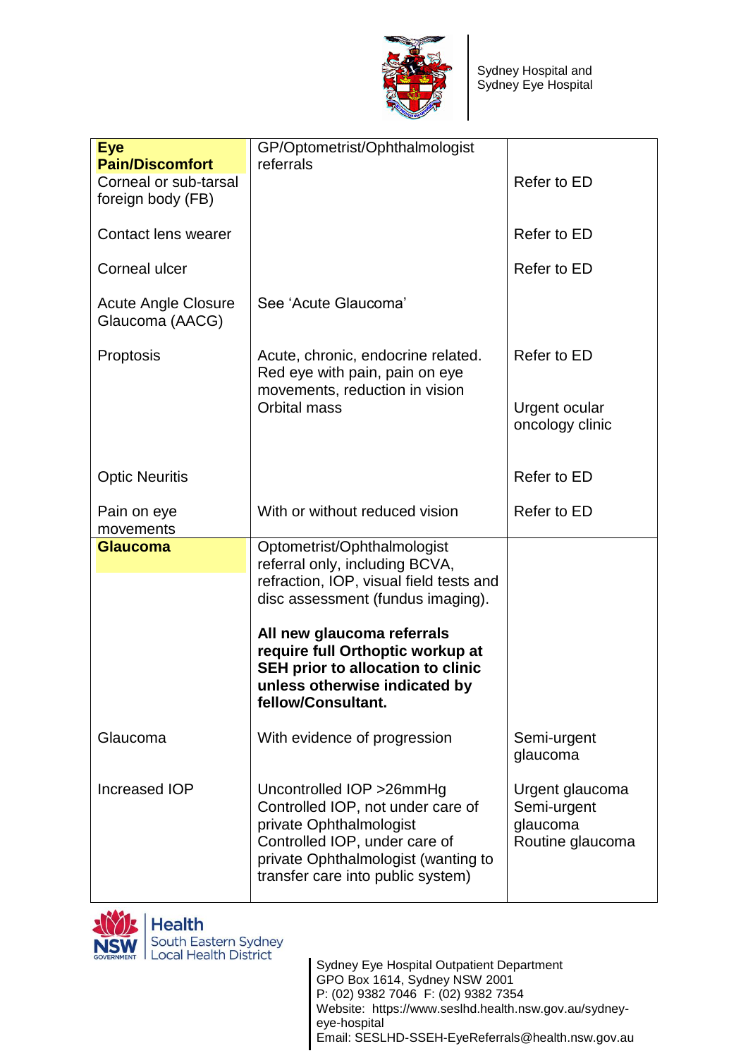| | | |
|---|---|---|
| **Eye Pain/Discomfort** | GP/Optometrist/Ophthalmologist referrals | |
| Corneal or sub-tarsal foreign body (FB) | | Refer to ED |
| Contact lens wearer | | Refer to ED |
| Corneal ulcer | | Refer to ED |
| Acute Angle Closure Glaucoma (AACG) | See 'Acute Glaucoma' | |
| Proptosis | Acute, chronic, endocrine related. Red eye with pain, pain on eye movements, reduction in vision | Refer to ED |
| | Orbital mass | Urgent ocular oncology clinic |
| Optic Neuritis | | Refer to ED |
| Pain on eye movements | With or without reduced vision | Refer to ED |
| **Glaucoma** | Optometrist/Ophthalmologist referral only, including BCVA, refraction, IOP, visual field tests and disc assessment (fundus imaging).<br><br>**All new glaucoma referrals require full Orthoptic workup at SEH prior to allocation to clinic unless otherwise indicated by fellow/Consultant.** | |
| Glaucoma | With evidence of progression | Semi-urgent glaucoma |
| Increased IOP | Uncontrolled IOP >26mmHg | Urgent glaucoma |
| | Controlled IOP, not under care of private Ophthalmologist | Semi-urgent glaucoma |
| | Controlled IOP, under care of private Ophthalmologist (wanting to transfer care into public system) | Routine glaucoma |

Sydney Eye Hospital Outpatient Department
GPO Box 1614, Sydney NSW 2001
P: (02) 9382 7046 F: (02) 9382 7354
Website: https://www.seslhd.health.nsw.gov.au/sydney-eye-hospital
Email: SESLHD-SSEH-EyeReferrals@health.nsw.gov.au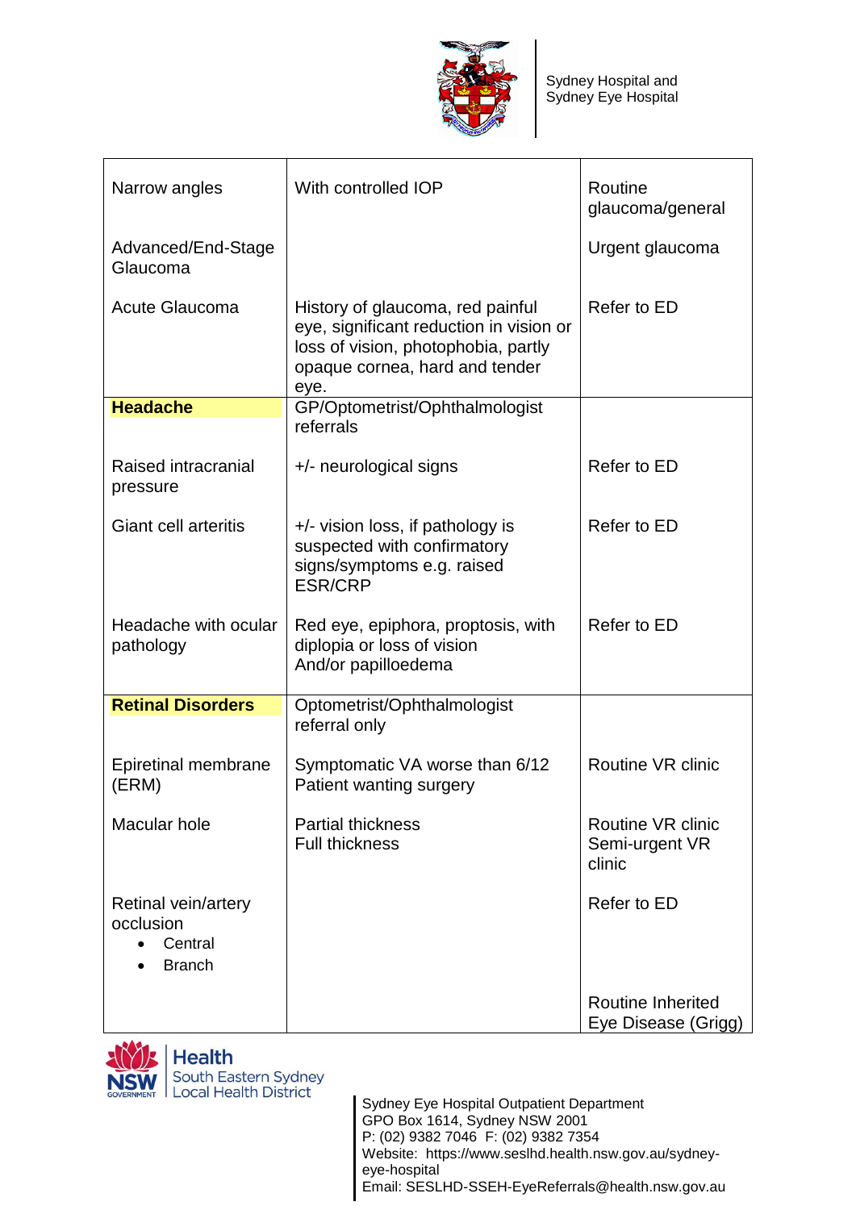| | | |
|---|---|---|
| Narrow angles | With controlled IOP | Routine glaucoma/general |
| Advanced/End-Stage Glaucoma | | Urgent glaucoma |
| Acute Glaucoma | History of glaucoma, red painful eye, significant reduction in vision or loss of vision, photophobia, partly opaque cornea, hard and tender eye. | Refer to ED |
| **Headache** | GP/Optometrist/Ophthalmologist referrals | |
| Raised intracranial pressure | +/- neurological signs | Refer to ED |
| Giant cell arteritis | +/- vision loss, if pathology is suspected with confirmatory signs/symptoms e.g. raised ESR/CRP | Refer to ED |
| Headache with ocular pathology | Red eye, epiphora, proptosis, with diplopia or loss of vision And/or papilloedema | Refer to ED |
| **Retinal Disorders** | Optometrist/Ophthalmologist referral only | |
| Epiretinal membrane (ERM) | Symptomatic VA worse than 6/12 Patient wanting surgery | Routine VR clinic |
| Macular hole | Partial thickness<br>Full thickness | Routine VR clinic<br>Semi-urgent VR clinic |
| Retinal vein/artery occlusion<br>• Central<br>• Branch | | Refer to ED |
| | | Routine Inherited Eye Disease (Grigg) |

Sydney Eye Hospital Outpatient Department
GPO Box 1614, Sydney NSW 2001
P: (02) 9382 7046 F: (02) 9382 7354
Website: https://www.seslhd.health.nsw.gov.au/sydney-eye-hospital
Email: SESLHD-SSEH-EyeReferrals@health.nsw.gov.au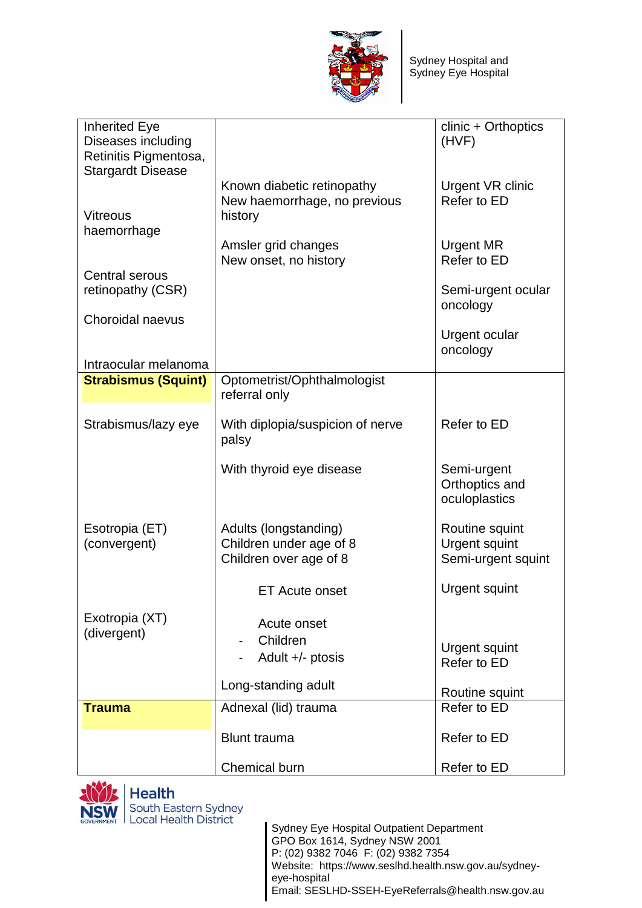Sydney Hospital and Sydney Eye Hospital

| | | |
|---|---|---|
| Inherited Eye Diseases including Retinitis Pigmentosa, Stargardt Disease | | clinic + Orthoptics (HVF) |
| Vitreous haemorrhage | Known diabetic retinopathy<br>New haemorrhage, no previous history | Urgent VR clinic<br>Refer to ED |
| | Amsler grid changes<br>New onset, no history | Urgent MR<br>Refer to ED |
| Central serous retinopathy (CSR) | | |
| Choroidal naevus | | Semi-urgent ocular oncology |
| Intraocular melanoma | | Urgent ocular oncology |
| **Strabismus (Squint)** | Optometrist/Ophthalmologist referral only | |
| Strabismus/lazy eye | With diplopia/suspicion of nerve palsy | Refer to ED |
| | With thyroid eye disease | Semi-urgent Orthoptics and oculoplastics |
| Esotropia (ET) (convergent) | Adults (longstanding)<br>Children under age of 8<br>Children over age of 8 | Routine squint<br>Urgent squint<br>Semi-urgent squint |
| | ET Acute onset | Urgent squint |
| Exotropia (XT) (divergent) | Acute onset<br>- Children<br>- Adult +/- ptosis | Urgent squint<br>Refer to ED |
| | Long-standing adult | Routine squint |
| **Trauma** | Adnexal (lid) trauma | Refer to ED |
| | Blunt trauma | Refer to ED |
| | Chemical burn | Refer to ED |

Health
South Eastern Sydney
Local Health District

Sydney Eye Hospital Outpatient Department
GPO Box 1614, Sydney NSW 2001
P: (02) 9382 7046 F: (02) 9382 7354
Website: https://www.seslhd.health.nsw.gov.au/sydney-eye-hospital
Email: SESLHD-SSEH-EyeReferrals@health.nsw.gov.au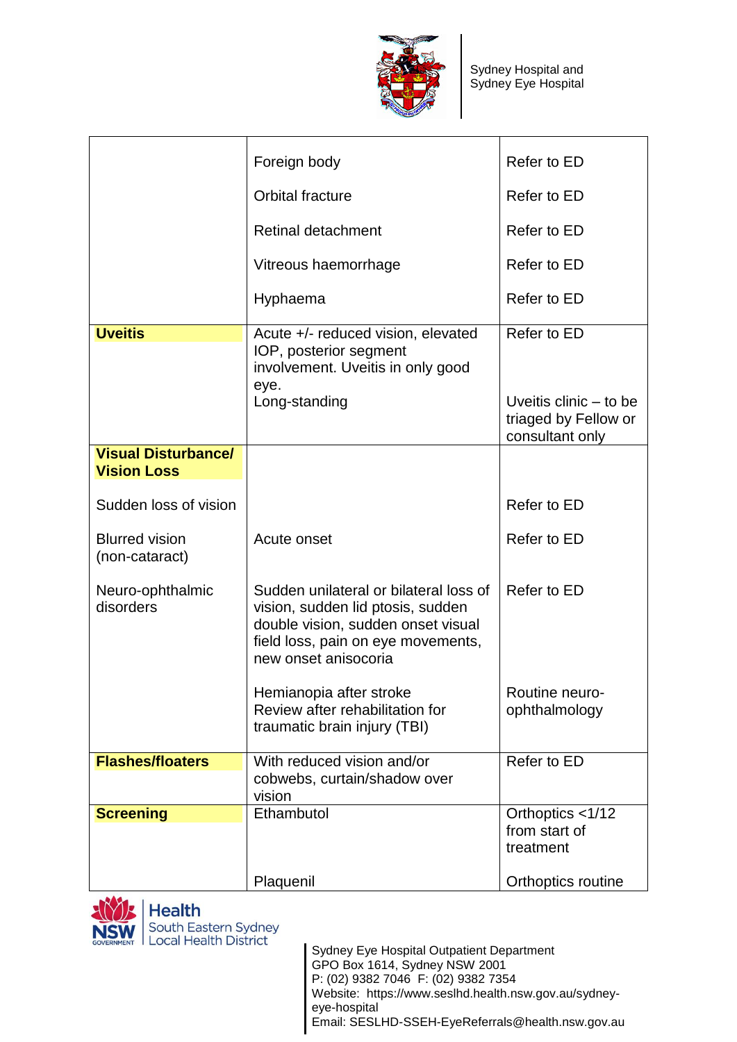| | | |
|---|---|---|
| | Foreign body | Refer to ED |
| | Orbital fracture | Refer to ED |
| | Retinal detachment | Refer to ED |
| | Vitreous haemorrhage | Refer to ED |
| | Hyphaema | Refer to ED |
| **Uveitis** | Acute +/- reduced vision, elevated IOP, posterior segment involvement. Uveitis in only good eye. | Refer to ED |
| | Long-standing | Uveitis clinic – to be triaged by Fellow or consultant only |
| **Visual Disturbance/ Vision Loss** | | |
| Sudden loss of vision | | Refer to ED |
| Blurred vision (non-cataract) | Acute onset | Refer to ED |
| Neuro-ophthalmic disorders | Sudden unilateral or bilateral loss of vision, sudden lid ptosis, sudden double vision, sudden onset visual field loss, pain on eye movements, new onset anisocoria | Refer to ED |
| | Hemianopia after stroke Review after rehabilitation for traumatic brain injury (TBI) | Routine neuro-ophthalmology |
| **Flashes/floaters** | With reduced vision and/or cobwebs, curtain/shadow over vision | Refer to ED |
| **Screening** | Ethambutol | Orthoptics <1/12 from start of treatment |
| | Plaquenil | Orthoptics routine |

Sydney Eye Hospital Outpatient Department
GPO Box 1614, Sydney NSW 2001
P: (02) 9382 7046 F: (02) 9382 7354
Website: https://www.seslhd.health.nsw.gov.au/sydney-eye-hospital
Email: SESLHD-SSEH-EyeReferrals@health.nsw.gov.au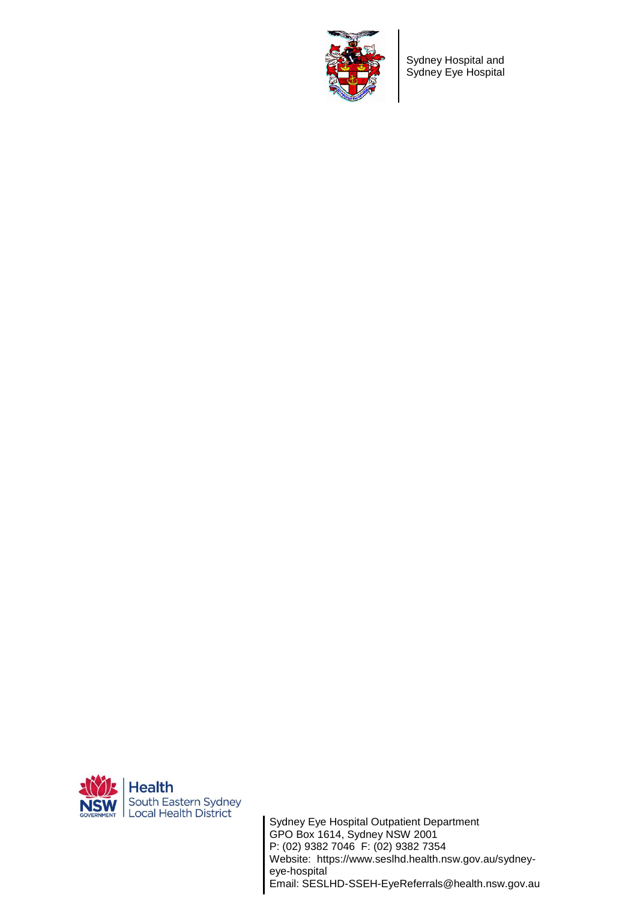Sydney Hospital and
Sydney Eye Hospital

Health
South Eastern Sydney
Local Health District

Sydney Eye Hospital Outpatient Department
GPO Box 1614, Sydney NSW 2001
P: (02) 9382 7046 F: (02) 9382 7354
Website: https://www.seslhd.health.nsw.gov.au/sydney-eye-hospital
Email: SESLHD-SSEH-EyeReferrals@health.nsw.gov.au